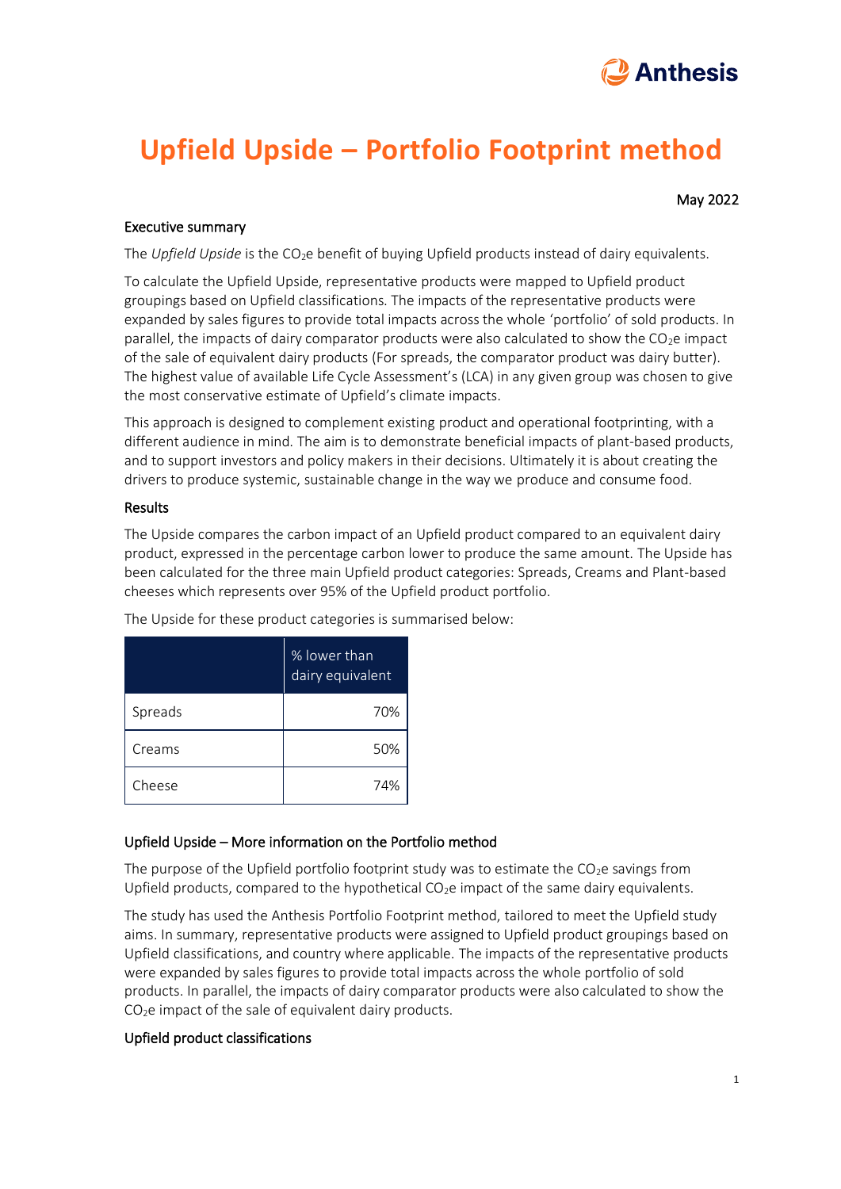Anthesis

# Upfield Upside – Portfolio Footprint method

May 2022

## Executive summary

The *Upfield Upside* is the $CO_2e$ benefit of buying Upfield products instead of dairy equivalents.

To calculate the Upfield Upside, representative products were mapped to Upfield product groupings based on Upfield classifications. The impacts of the representative products were expanded by sales figures to provide total impacts across the whole 'portfolio' of sold products. In parallel, the impacts of dairy comparator products were also calculated to show the $CO_2e$ impact of the sale of equivalent dairy products (For spreads, the comparator product was dairy butter). The highest value of available Life Cycle Assessment's (LCA) in any given group was chosen to give the most conservative estimate of Upfield's climate impacts.

This approach is designed to complement existing product and operational footprinting, with a different audience in mind. The aim is to demonstrate beneficial impacts of plant-based products, and to support investors and policy makers in their decisions. Ultimately it is about creating the drivers to produce systemic, sustainable change in the way we produce and consume food.

## Results

The Upside compares the carbon impact of an Upfield product compared to an equivalent dairy product, expressed in the percentage carbon lower to produce the same amount. The Upside has been calculated for the three main Upfield product categories: Spreads, Creams and Plant-based cheeses which represents over 95% of the Upfield product portfolio.

The Upside for these product categories is summarised below:

| | % lower than dairy equivalent |
|---|---|
| Spreads | 70% |
| Creams | 50% |
| Cheese | 74% |

## Upfield Upside – More information on the Portfolio method

The purpose of the Upfield portfolio footprint study was to estimate the $CO_2e$ savings from Upfield products, compared to the hypothetical $CO_2e$ impact of the same dairy equivalents.

The study has used the Anthesis Portfolio Footprint method, tailored to meet the Upfield study aims. In summary, representative products were assigned to Upfield product groupings based on Upfield classifications, and country where applicable. The impacts of the representative products were expanded by sales figures to provide total impacts across the whole portfolio of sold products. In parallel, the impacts of dairy comparator products were also calculated to show the $CO_2e$ impact of the sale of equivalent dairy products.

## Upfield product classifications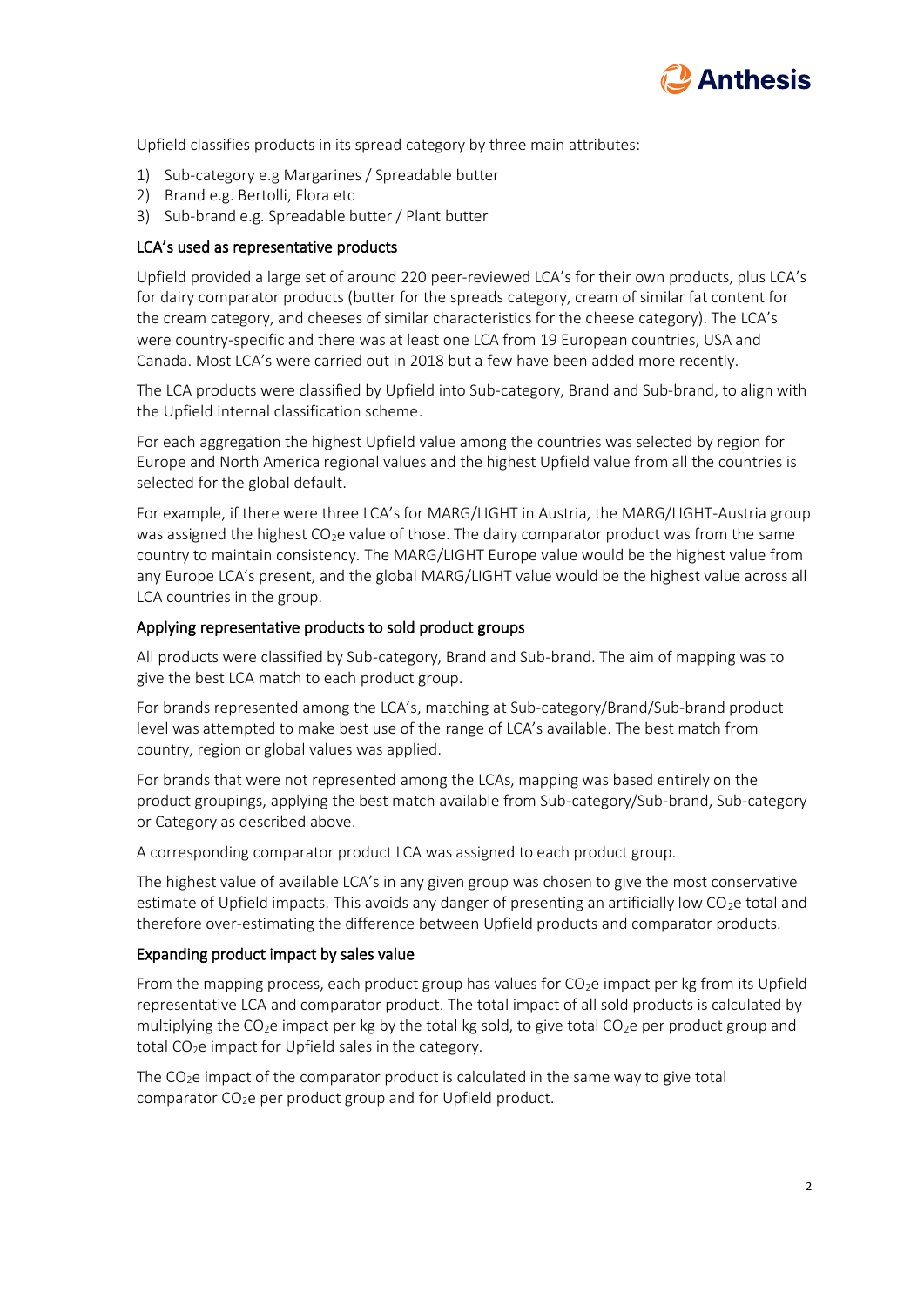Upfield classifies products in its spread category by three main attributes:

1) Sub-category e.g Margarines / Spreadable butter
2) Brand e.g. Bertolli, Flora etc
3) Sub-brand e.g. Spreadable butter / Plant butter

### LCA's used as representative products

Upfield provided a large set of around 220 peer-reviewed LCA's for their own products, plus LCA's for dairy comparator products (butter for the spreads category, cream of similar fat content for the cream category, and cheeses of similar characteristics for the cheese category). The LCA's were country-specific and there was at least one LCA from 19 European countries, USA and Canada. Most LCA's were carried out in 2018 but a few have been added more recently.

The LCA products were classified by Upfield into Sub-category, Brand and Sub-brand, to align with the Upfield internal classification scheme.

For each aggregation the highest Upfield value among the countries was selected by region for Europe and North America regional values and the highest Upfield value from all the countries is selected for the global default.

For example, if there were three LCA's for MARG/LIGHT in Austria, the MARG/LIGHT-Austria group was assigned the highest $CO_2e$ value of those. The dairy comparator product was from the same country to maintain consistency. The MARG/LIGHT Europe value would be the highest value from any Europe LCA's present, and the global MARG/LIGHT value would be the highest value across all LCA countries in the group.

### Applying representative products to sold product groups

All products were classified by Sub-category, Brand and Sub-brand. The aim of mapping was to give the best LCA match to each product group.

For brands represented among the LCA's, matching at Sub-category/Brand/Sub-brand product level was attempted to make best use of the range of LCA's available. The best match from country, region or global values was applied.

For brands that were not represented among the LCAs, mapping was based entirely on the product groupings, applying the best match available from Sub-category/Sub-brand, Sub-category or Category as described above.

A corresponding comparator product LCA was assigned to each product group.

The highest value of available LCA's in any given group was chosen to give the most conservative estimate of Upfield impacts. This avoids any danger of presenting an artificially low $CO_2e$ total and therefore over-estimating the difference between Upfield products and comparator products.

### Expanding product impact by sales value

From the mapping process, each product group has values for $CO_2e$ impact per kg from its Upfield representative LCA and comparator product. The total impact of all sold products is calculated by multiplying the $CO_2e$ impact per kg by the total kg sold, to give total $CO_2e$ per product group and total $CO_2e$ impact for Upfield sales in the category.

The $CO_2e$ impact of the comparator product is calculated in the same way to give total comparator $CO_2e$ per product group and for Upfield product.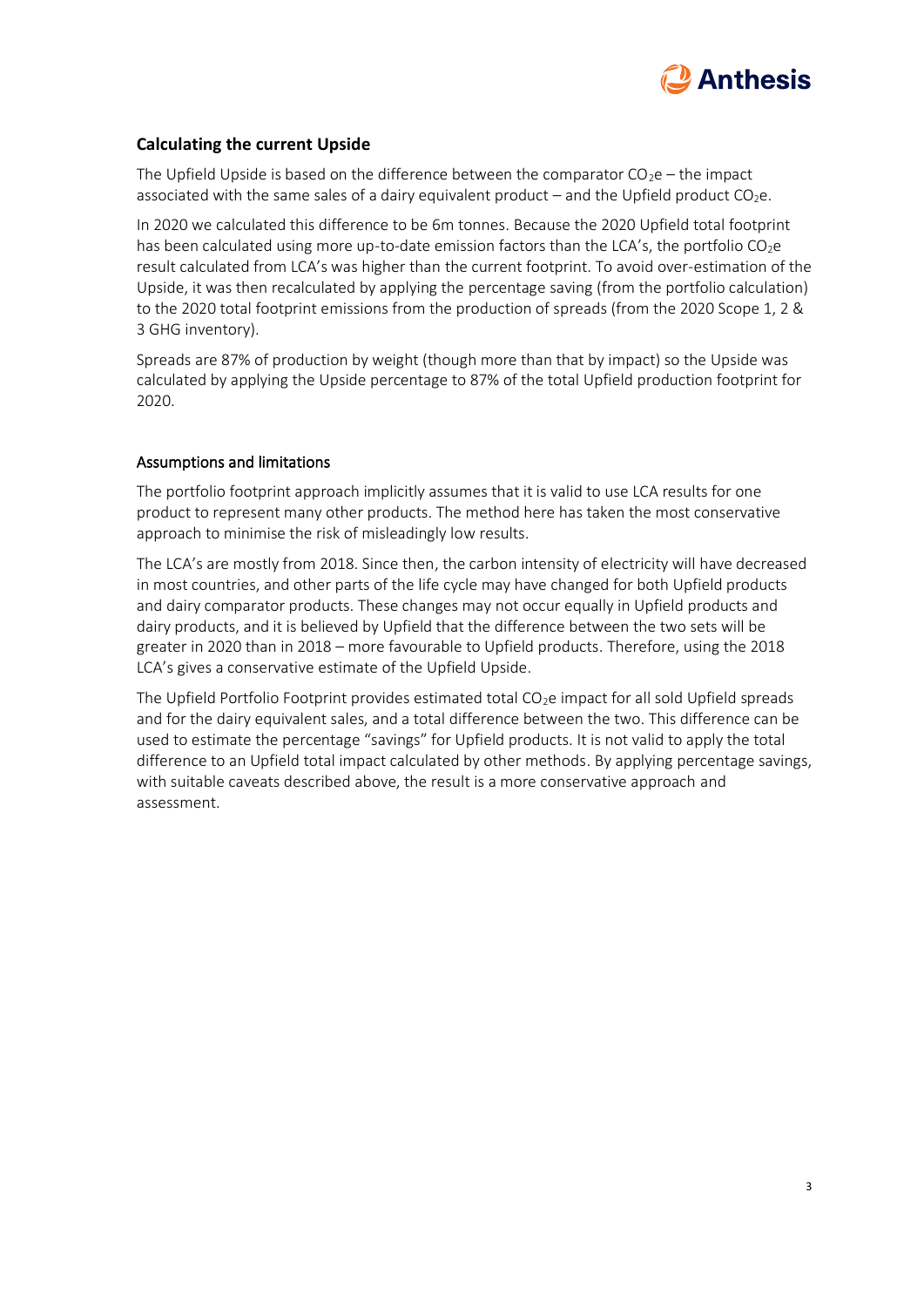### Calculating the current Upside

The Upfield Upside is based on the difference between the comparator $CO_2e$ – the impact associated with the same sales of a dairy equivalent product – and the Upfield product $CO_2e$.

In 2020 we calculated this difference to be 6m tonnes. Because the 2020 Upfield total footprint has been calculated using more up-to-date emission factors than the LCA's, the portfolio $CO_2e$ result calculated from LCA's was higher than the current footprint. To avoid over-estimation of the Upside, it was then recalculated by applying the percentage saving (from the portfolio calculation) to the 2020 total footprint emissions from the production of spreads (from the 2020 Scope 1, 2 & 3 GHG inventory).

Spreads are 87% of production by weight (though more than that by impact) so the Upside was calculated by applying the Upside percentage to 87% of the total Upfield production footprint for 2020.

#### Assumptions and limitations

The portfolio footprint approach implicitly assumes that it is valid to use LCA results for one product to represent many other products. The method here has taken the most conservative approach to minimise the risk of misleadingly low results.

The LCA's are mostly from 2018. Since then, the carbon intensity of electricity will have decreased in most countries, and other parts of the life cycle may have changed for both Upfield products and dairy comparator products. These changes may not occur equally in Upfield products and dairy products, and it is believed by Upfield that the difference between the two sets will be greater in 2020 than in 2018 – more favourable to Upfield products. Therefore, using the 2018 LCA's gives a conservative estimate of the Upfield Upside.

The Upfield Portfolio Footprint provides estimated total $CO_2e$ impact for all sold Upfield spreads and for the dairy equivalent sales, and a total difference between the two. This difference can be used to estimate the percentage "savings" for Upfield products. It is not valid to apply the total difference to an Upfield total impact calculated by other methods. By applying percentage savings, with suitable caveats described above, the result is a more conservative approach and assessment.